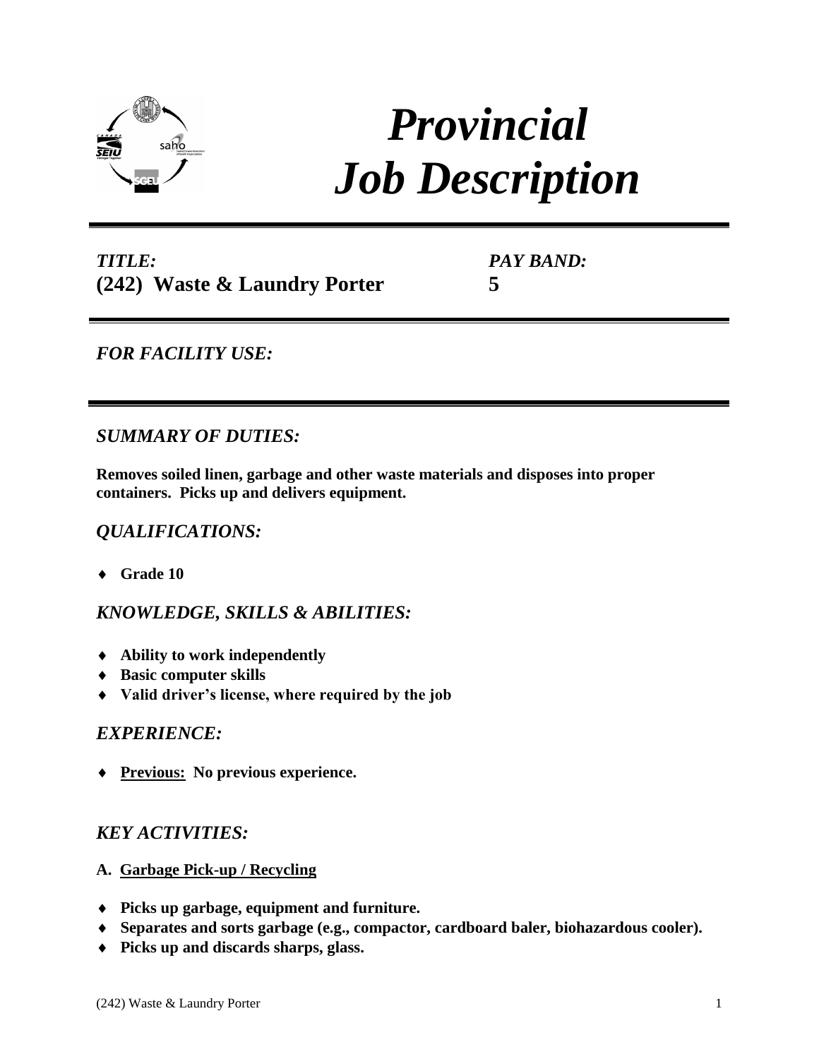# *Provincial Job Description*

| *TITLE:* | *PAY BAND:* |
| --- | --- |
| **(242) Waste & Laundry Porter** | **5** |

## *FOR FACILITY USE:*

## *SUMMARY OF DUTIES:*

**Removes soiled linen, garbage and other waste materials and disposes into proper containers. Picks up and delivers equipment.**

## *QUALIFICATIONS:*

- **Grade 10**

## *KNOWLEDGE, SKILLS & ABILITIES:*

- **Ability to work independently**
- **Basic computer skills**
- **Valid driver's license, where required by the job**

## *EXPERIENCE:*

- **Previous: No previous experience.**

## *KEY ACTIVITIES:*

**A. Garbage Pick-up / Recycling**

- **Picks up garbage, equipment and furniture.**
- **Separates and sorts garbage (e.g., compactor, cardboard baler, biohazardous cooler).**
- **Picks up and discards sharps, glass.**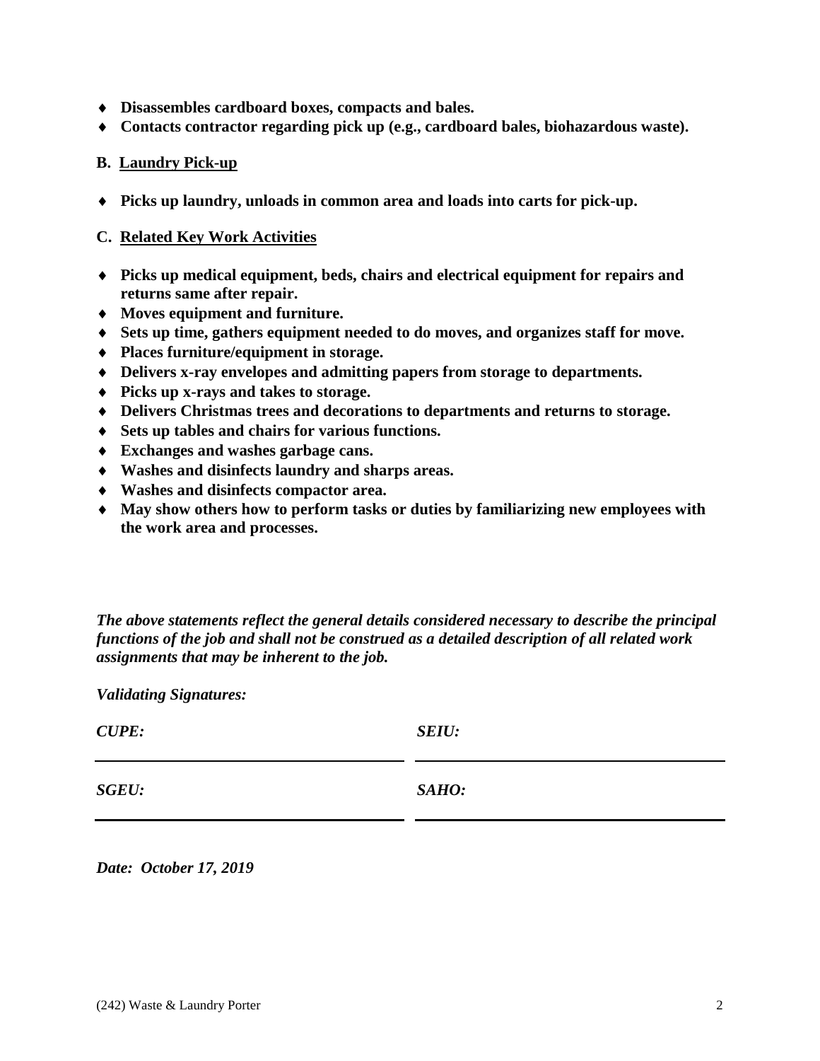- **Disassembles cardboard boxes, compacts and bales.**
- **Contacts contractor regarding pick up (e.g., cardboard bales, biohazardous waste).**

**B. <u>Laundry Pick-up</u>**

- **Picks up laundry, unloads in common area and loads into carts for pick-up.**

**C. <u>Related Key Work Activities</u>**

- **Picks up medical equipment, beds, chairs and electrical equipment for repairs and returns same after repair.**
- **Moves equipment and furniture.**
- **Sets up time, gathers equipment needed to do moves, and organizes staff for move.**
- **Places furniture/equipment in storage.**
- **Delivers x-ray envelopes and admitting papers from storage to departments.**
- **Picks up x-rays and takes to storage.**
- **Delivers Christmas trees and decorations to departments and returns to storage.**
- **Sets up tables and chairs for various functions.**
- **Exchanges and washes garbage cans.**
- **Washes and disinfects laundry and sharps areas.**
- **Washes and disinfects compactor area.**
- **May show others how to perform tasks or duties by familiarizing new employees with the work area and processes.**

***The above statements reflect the general details considered necessary to describe the principal functions of the job and shall not be construed as a detailed description of all related work assignments that may be inherent to the job.***

***Validating Signatures:***

| | |
|---|---|
| ***CUPE:*** | ***SEIU:*** |
| ***SGEU:*** | ***SAHO:*** |

***Date: October 17, 2019***